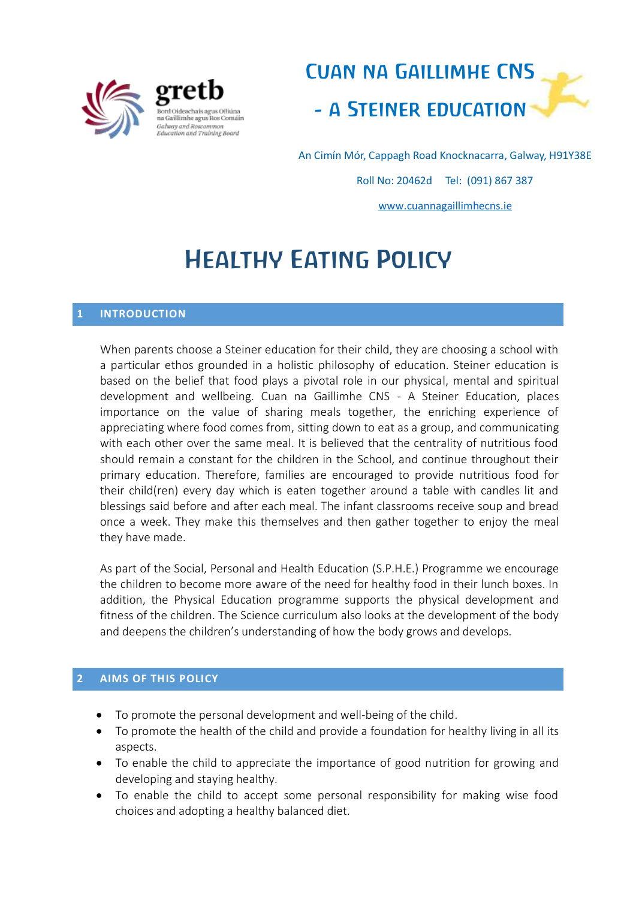gretb

Bord Oideachais agus Oiliúna na Gaillimhe agus Ros Comáin

Galway and Roscommon Education and Training Board

# Cuan na Gaillimhe CNS - A Steiner Education

An Cimín Mór, Cappagh Road Knocknacarra, Galway, H91Y38E

Roll No: 20462d Tel: (091) 867 387

www.cuannagaillimhecns.ie

# Healthy Eating Policy

## 1 INTRODUCTION

When parents choose a Steiner education for their child, they are choosing a school with a particular ethos grounded in a holistic philosophy of education. Steiner education is based on the belief that food plays a pivotal role in our physical, mental and spiritual development and wellbeing. Cuan na Gaillimhe CNS - A Steiner Education, places importance on the value of sharing meals together, the enriching experience of appreciating where food comes from, sitting down to eat as a group, and communicating with each other over the same meal. It is believed that the centrality of nutritious food should remain a constant for the children in the School, and continue throughout their primary education. Therefore, families are encouraged to provide nutritious food for their child(ren) every day which is eaten together around a table with candles lit and blessings said before and after each meal. The infant classrooms receive soup and bread once a week. They make this themselves and then gather together to enjoy the meal they have made.

As part of the Social, Personal and Health Education (S.P.H.E.) Programme we encourage the children to become more aware of the need for healthy food in their lunch boxes. In addition, the Physical Education programme supports the physical development and fitness of the children. The Science curriculum also looks at the development of the body and deepens the children's understanding of how the body grows and develops.

## 2 AIMS OF THIS POLICY

- To promote the personal development and well-being of the child.
- To promote the health of the child and provide a foundation for healthy living in all its aspects.
- To enable the child to appreciate the importance of good nutrition for growing and developing and staying healthy.
- To enable the child to accept some personal responsibility for making wise food choices and adopting a healthy balanced diet.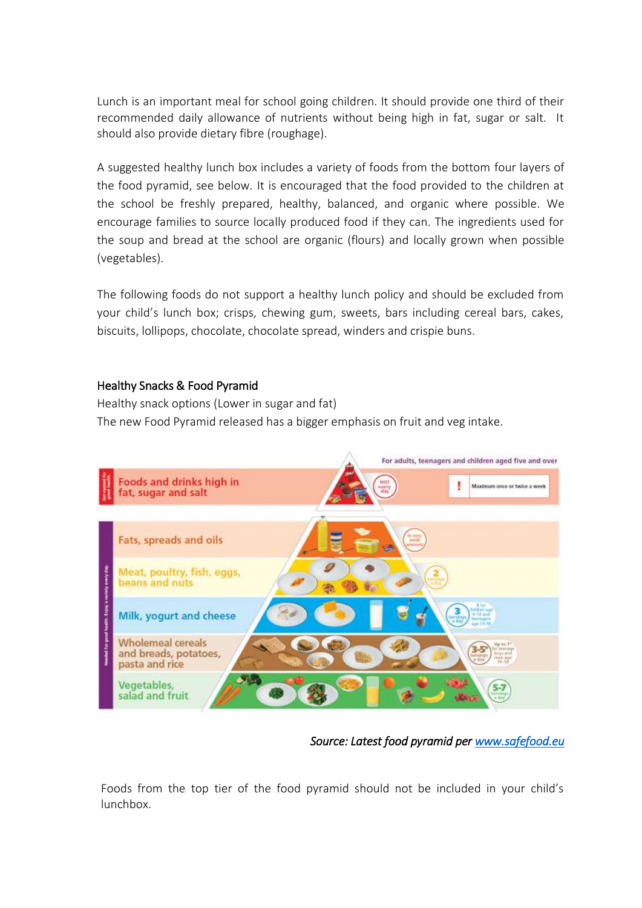Lunch is an important meal for school going children. It should provide one third of their recommended daily allowance of nutrients without being high in fat, sugar or salt. It should also provide dietary fibre (roughage).

A suggested healthy lunch box includes a variety of foods from the bottom four layers of the food pyramid, see below. It is encouraged that the food provided to the children at the school be freshly prepared, healthy, balanced, and organic where possible. We encourage families to source locally produced food if they can. The ingredients used for the soup and bread at the school are organic (flours) and locally grown when possible (vegetables).

The following foods do not support a healthy lunch policy and should be excluded from your child's lunch box; crisps, chewing gum, sweets, bars including cereal bars, cakes, biscuits, lollipops, chocolate, chocolate spread, winders and crispie buns.

## Healthy Snacks & Food Pyramid

Healthy snack options (Lower in sugar and fat)

The new Food Pyramid released has a bigger emphasis on fruit and veg intake.

For adults, teenagers and children aged five and over

| Food group | Servings |
|---|---|
| Foods and drinks high in fat, sugar and salt | NOT every day — Maximum once or twice a week |
| Fats, spreads and oils | In very small amounts |
| Meat, poultry, fish, eggs, beans and nuts | 2 Servings a day |
| Milk, yogurt and cheese | 3 Servings a day — 5 for children age 9–12 and teenagers age 13–18 |
| Wholemeal cereals and breads, potatoes, pasta and rice | 3–5* Servings a day — Up to 7* for teenage boys and men age 19–50 |
| Vegetables, salad and fruit | 5–7 Servings a day |

*Source: Latest food pyramid per [www.safefood.eu](www.safefood.eu)*

Foods from the top tier of the food pyramid should not be included in your child's lunchbox.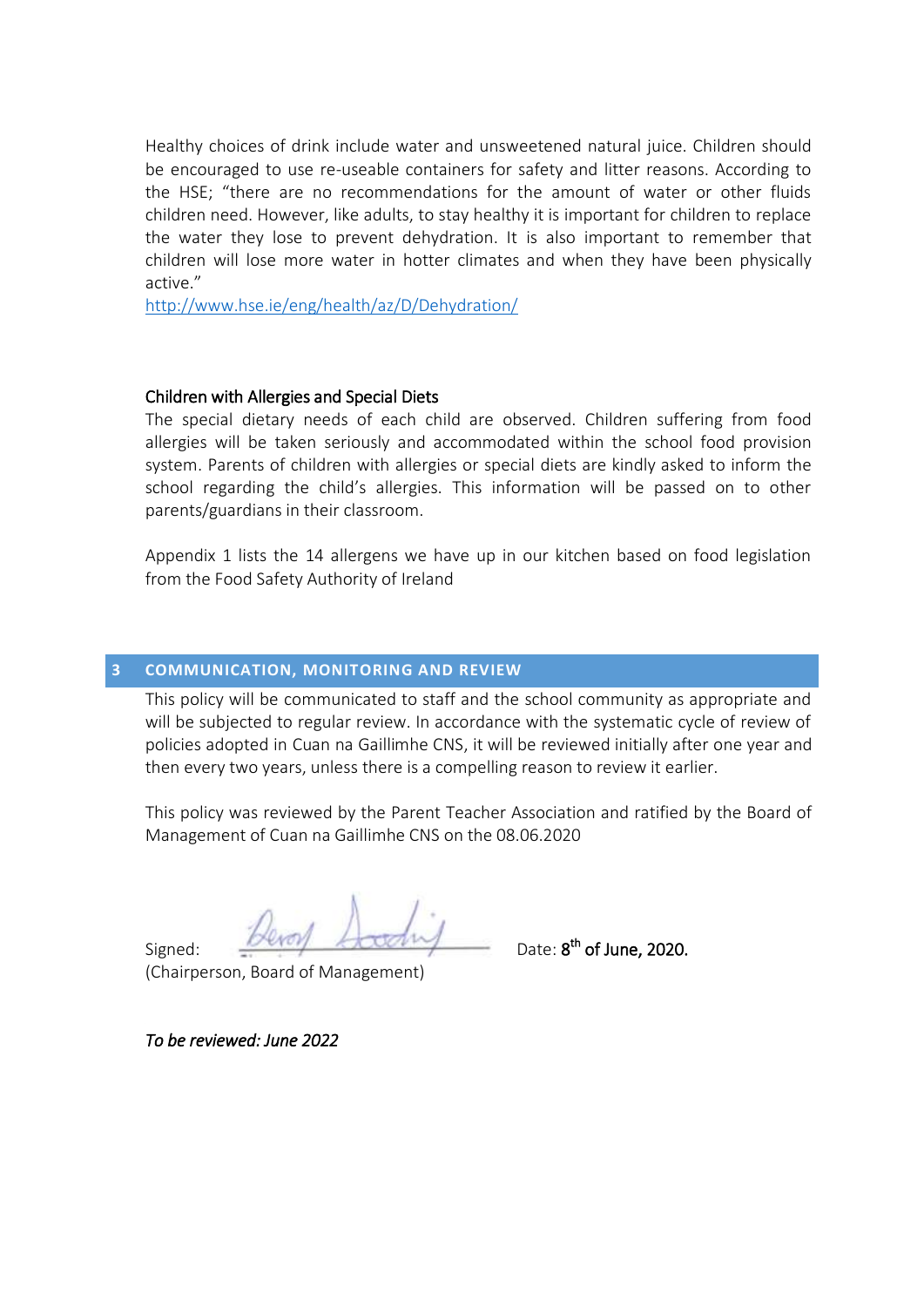Healthy choices of drink include water and unsweetened natural juice. Children should be encouraged to use re-useable containers for safety and litter reasons. According to the HSE; "there are no recommendations for the amount of water or other fluids children need. However, like adults, to stay healthy it is important for children to replace the water they lose to prevent dehydration. It is also important to remember that children will lose more water in hotter climates and when they have been physically active."
http://www.hse.ie/eng/health/az/D/Dehydration/

### Children with Allergies and Special Diets

The special dietary needs of each child are observed. Children suffering from food allergies will be taken seriously and accommodated within the school food provision system. Parents of children with allergies or special diets are kindly asked to inform the school regarding the child's allergies. This information will be passed on to other parents/guardians in their classroom.

Appendix 1 lists the 14 allergens we have up in our kitchen based on food legislation from the Food Safety Authority of Ireland

## 3 COMMUNICATION, MONITORING AND REVIEW

This policy will be communicated to staff and the school community as appropriate and will be subjected to regular review. In accordance with the systematic cycle of review of policies adopted in Cuan na Gaillimhe CNS, it will be reviewed initially after one year and then every two years, unless there is a compelling reason to review it earlier.

This policy was reviewed by the Parent Teacher Association and ratified by the Board of Management of Cuan na Gaillimhe CNS on the 08.06.2020

Signed: ______________________ Date: **8th of June, 2020.**
(Chairperson, Board of Management)

*To be reviewed: June 2022*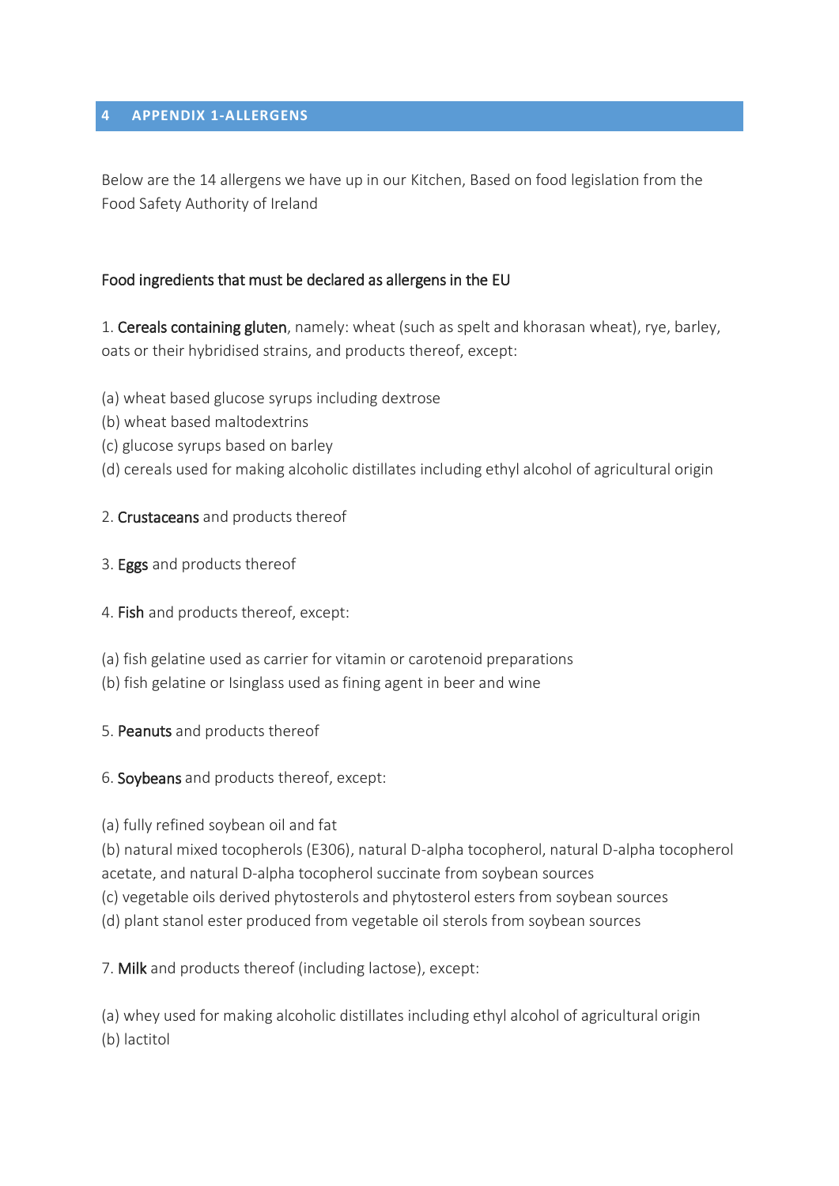# 4 APPENDIX 1-ALLERGENS

Below are the 14 allergens we have up in our Kitchen, Based on food legislation from the Food Safety Authority of Ireland

Food ingredients that must be declared as allergens in the EU

1. **Cereals containing gluten**, namely: wheat (such as spelt and khorasan wheat), rye, barley, oats or their hybridised strains, and products thereof, except:

(a) wheat based glucose syrups including dextrose
(b) wheat based maltodextrins
(c) glucose syrups based on barley
(d) cereals used for making alcoholic distillates including ethyl alcohol of agricultural origin

2. **Crustaceans** and products thereof

3. **Eggs** and products thereof

4. **Fish** and products thereof, except:

(a) fish gelatine used as carrier for vitamin or carotenoid preparations
(b) fish gelatine or Isinglass used as fining agent in beer and wine

5. **Peanuts** and products thereof

6. **Soybeans** and products thereof, except:

(a) fully refined soybean oil and fat
(b) natural mixed tocopherols (E306), natural D-alpha tocopherol, natural D-alpha tocopherol acetate, and natural D-alpha tocopherol succinate from soybean sources
(c) vegetable oils derived phytosterols and phytosterol esters from soybean sources
(d) plant stanol ester produced from vegetable oil sterols from soybean sources

7. **Milk** and products thereof (including lactose), except:

(a) whey used for making alcoholic distillates including ethyl alcohol of agricultural origin
(b) lactitol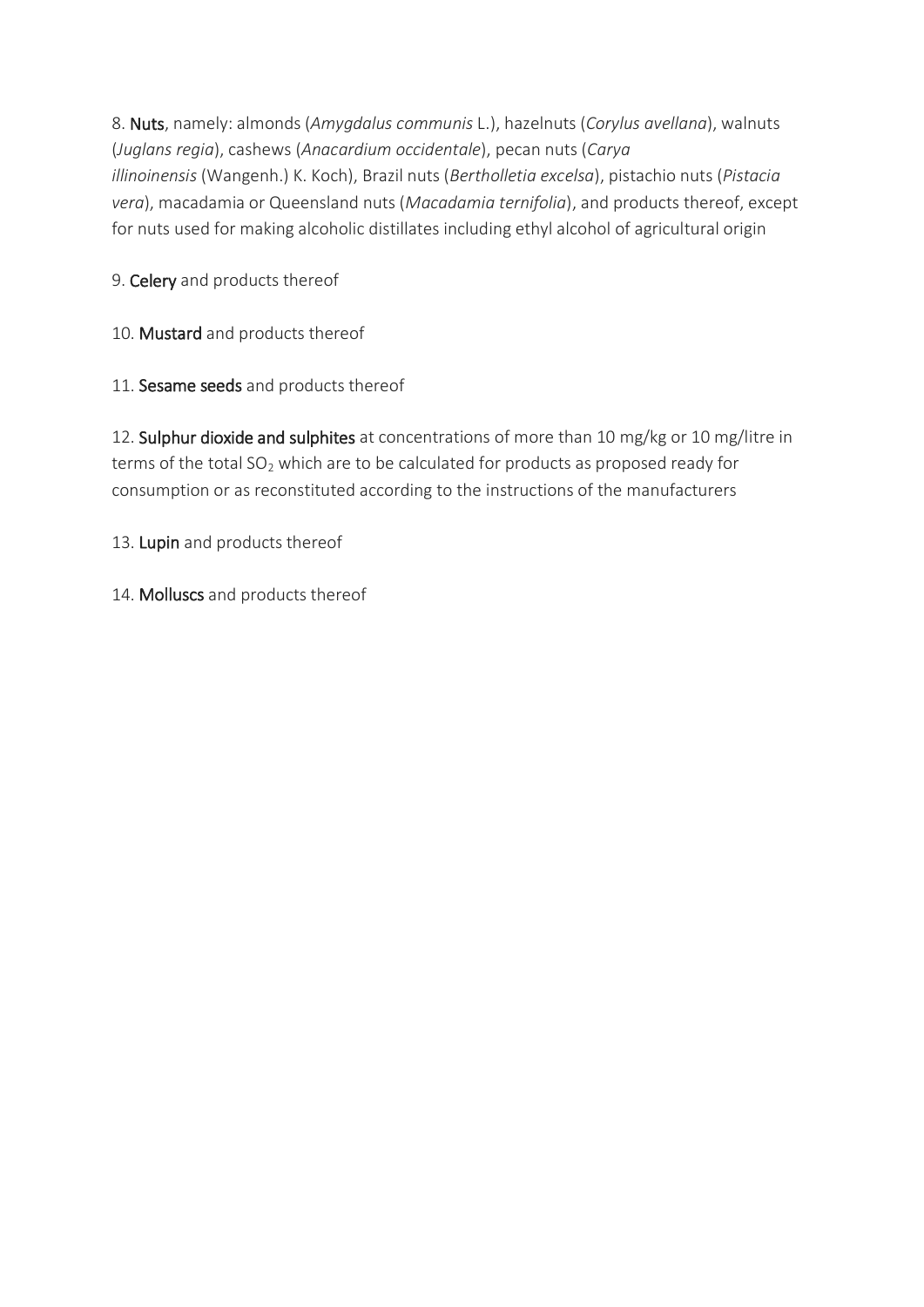8. **Nuts**, namely: almonds (*Amygdalus communis* L.), hazelnuts (*Corylus avellana*), walnuts (*Juglans regia*), cashews (*Anacardium occidentale*), pecan nuts (*Carya illinoinensis* (Wangenh.) K. Koch), Brazil nuts (*Bertholletia excelsa*), pistachio nuts (*Pistacia vera*), macadamia or Queensland nuts (*Macadamia ternifolia*), and products thereof, except for nuts used for making alcoholic distillates including ethyl alcohol of agricultural origin

9. **Celery** and products thereof

10. **Mustard** and products thereof

11. **Sesame seeds** and products thereof

12. **Sulphur dioxide and sulphites** at concentrations of more than 10 mg/kg or 10 mg/litre in terms of the total $SO_2$ which are to be calculated for products as proposed ready for consumption or as reconstituted according to the instructions of the manufacturers

13. **Lupin** and products thereof

14. **Molluscs** and products thereof